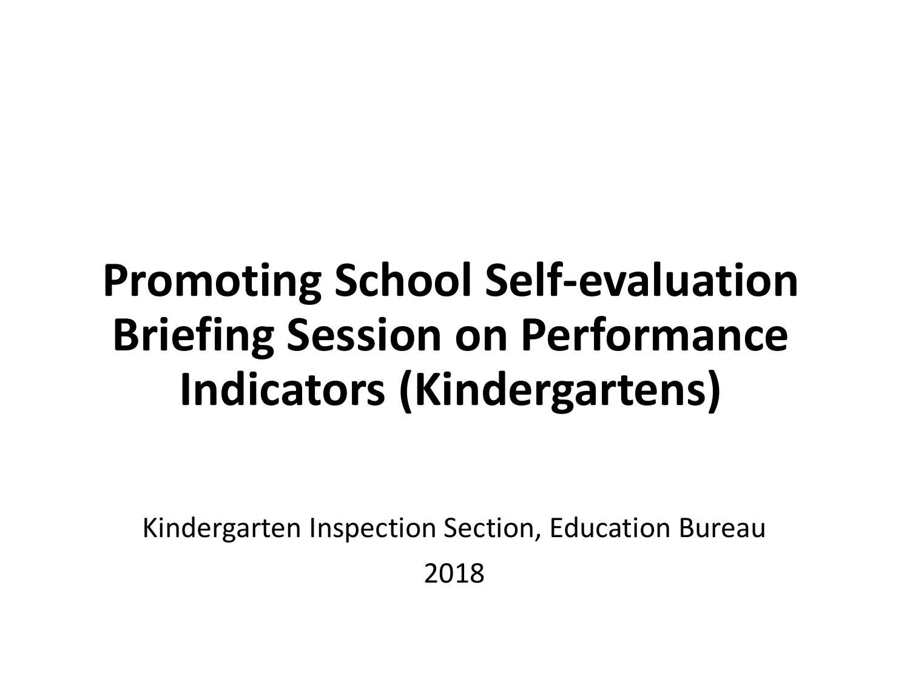# Promoting School Self-evaluation Briefing Session on Performance Indicators (Kindergartens)

Kindergarten Inspection Section, Education Bureau

2018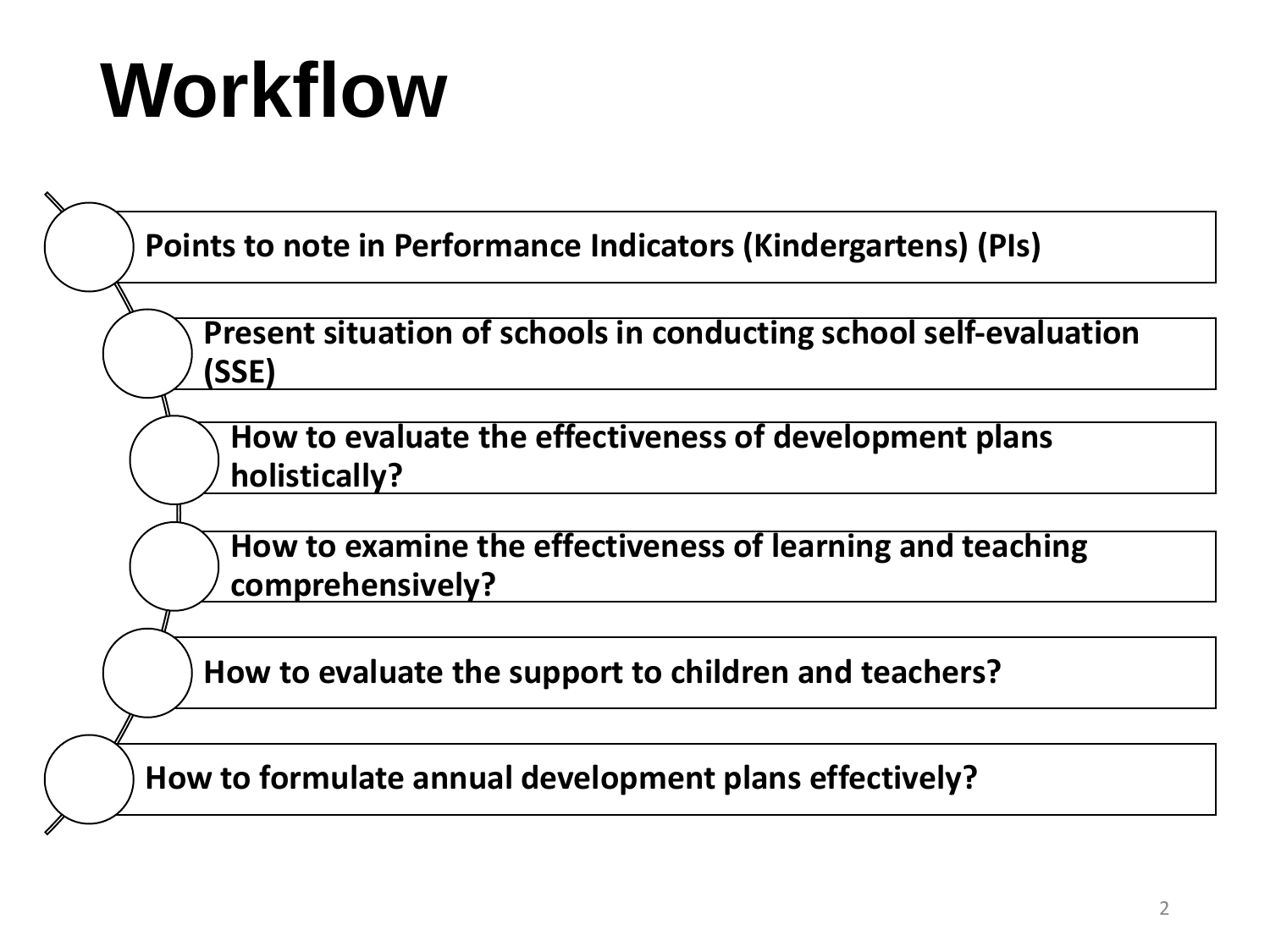# Workflow

- Points to note in Performance Indicators (Kindergartens) (PIs)
- Present situation of schools in conducting school self-evaluation (SSE)
- How to evaluate the effectiveness of development plans holistically?
- How to examine the effectiveness of learning and teaching comprehensively?
- How to evaluate the support to children and teachers?
- How to formulate annual development plans effectively?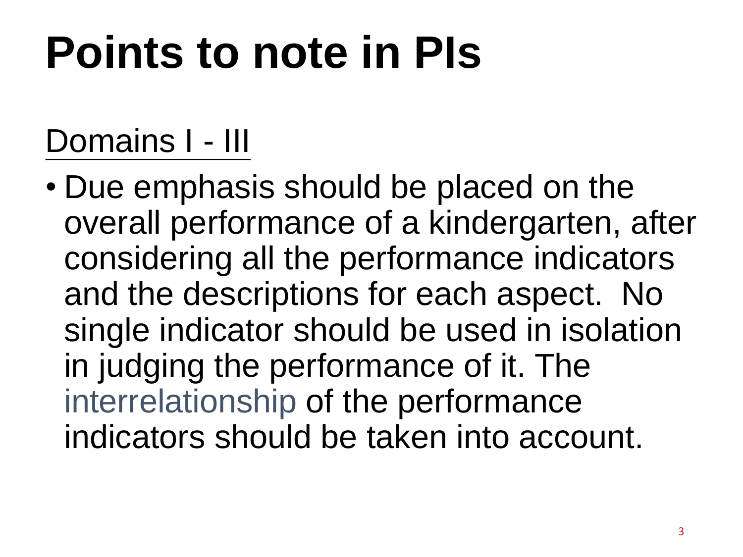# Points to note in PIs

## Domains I - III

- Due emphasis should be placed on the overall performance of a kindergarten, after considering all the performance indicators and the descriptions for each aspect. No single indicator should be used in isolation in judging the performance of it. The interrelationship of the performance indicators should be taken into account.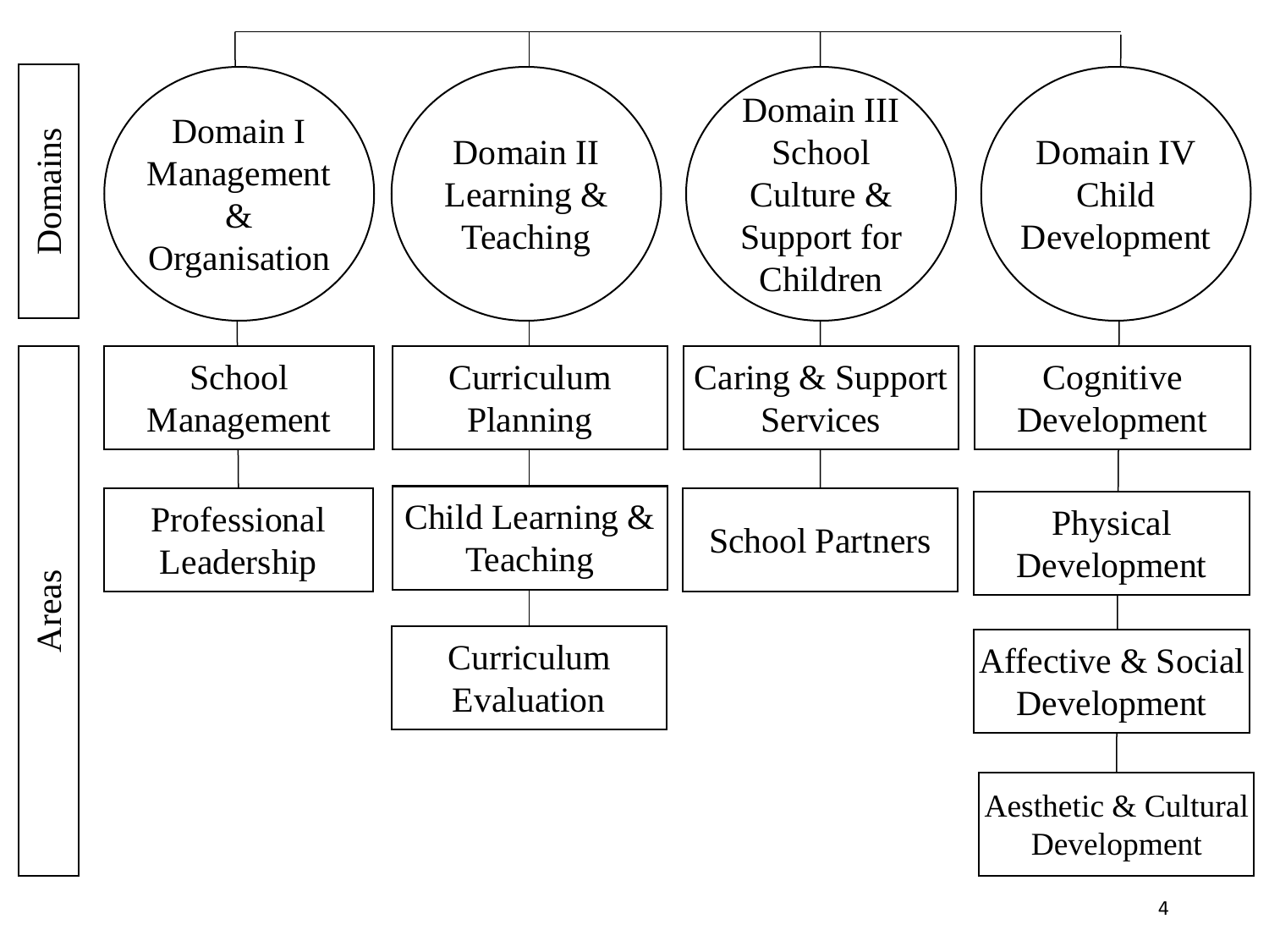| Domains | Domain I Management & Organisation | Domain II Learning & Teaching | Domain III School Culture & Support for Children | Domain IV Child Development |
|---|---|---|---|---|
| Areas | School Management | Curriculum Planning | Caring & Support Services | Cognitive Development |
| | Professional Leadership | Child Learning & Teaching | School Partners | Physical Development |
| | | Curriculum Evaluation | | Affective & Social Development |
| | | | | Aesthetic & Cultural Development |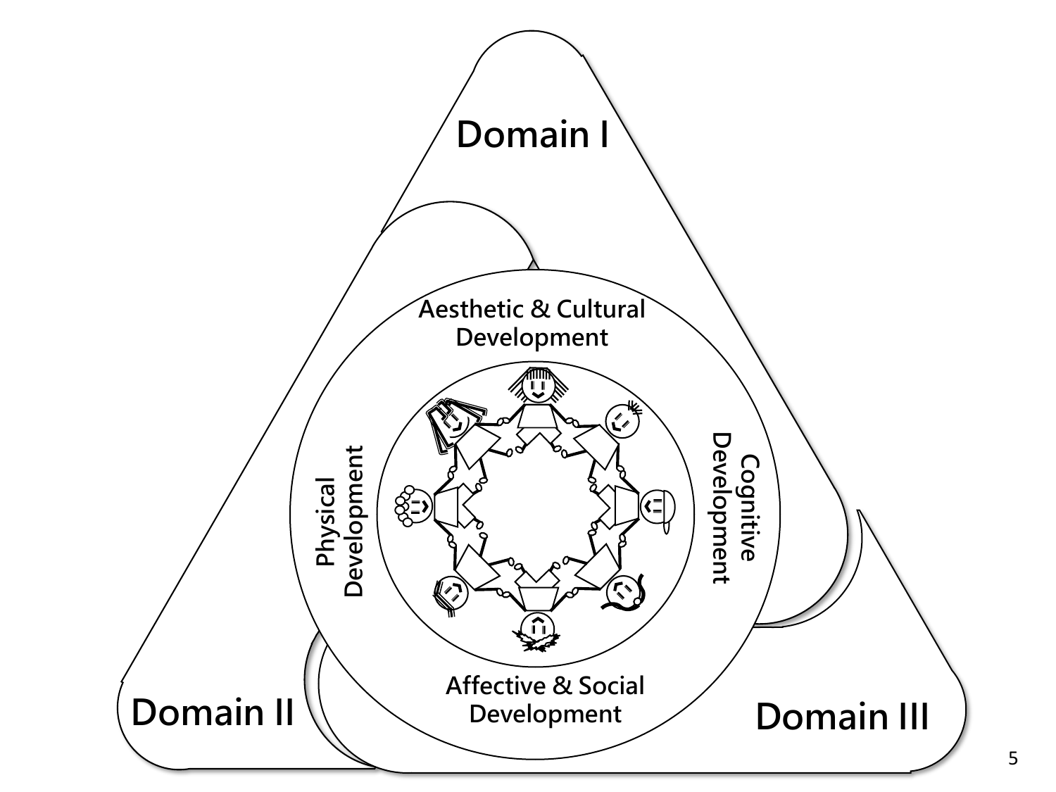Domain I

Aesthetic & Cultural Development

Physical Development

Cognitive Development

Affective & Social Development

Domain II

Domain III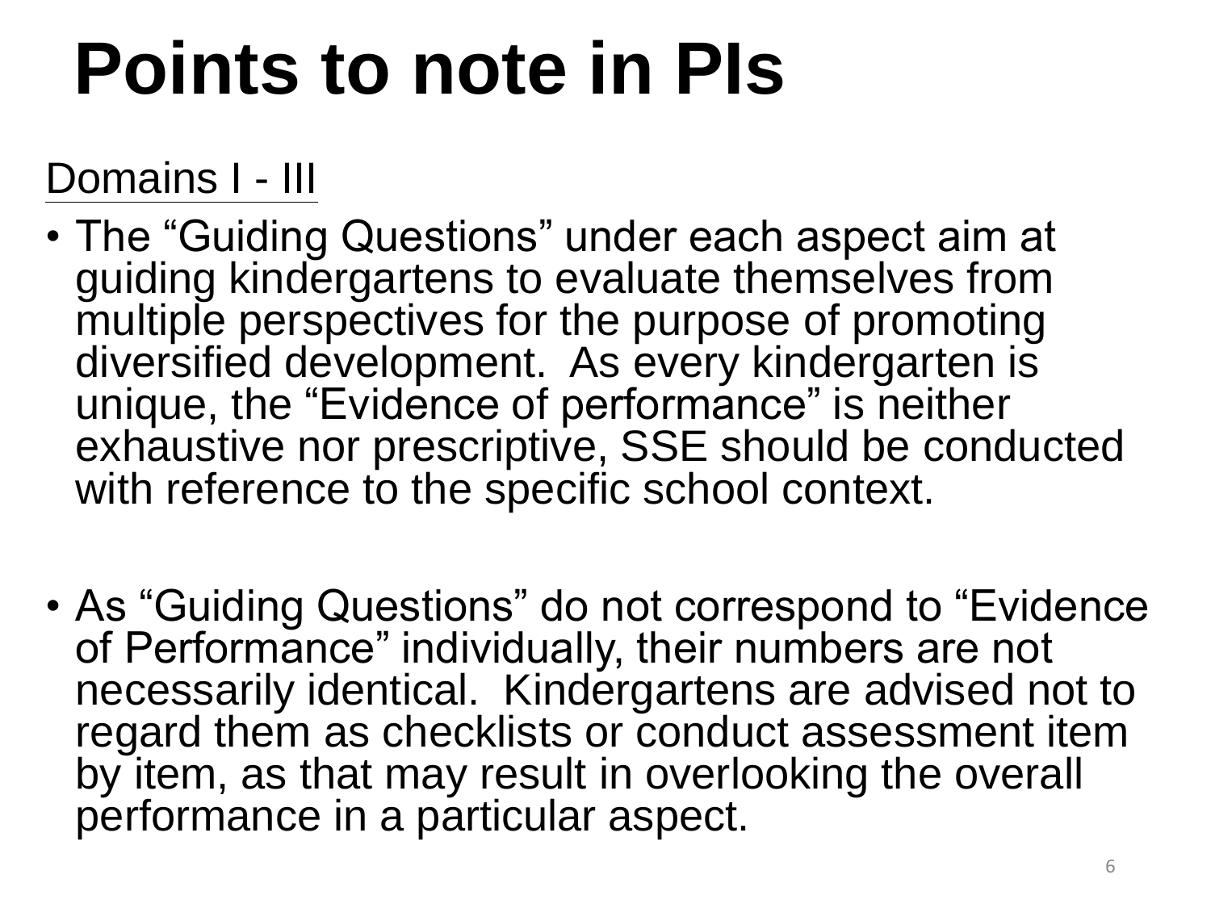# Points to note in PIs

Domains I - III

- The “Guiding Questions” under each aspect aim at guiding kindergartens to evaluate themselves from multiple perspectives for the purpose of promoting diversified development. As every kindergarten is unique, the “Evidence of performance” is neither exhaustive nor prescriptive, SSE should be conducted with reference to the specific school context.

- As “Guiding Questions” do not correspond to “Evidence of Performance” individually, their numbers are not necessarily identical. Kindergartens are advised not to regard them as checklists or conduct assessment item by item, as that may result in overlooking the overall performance in a particular aspect.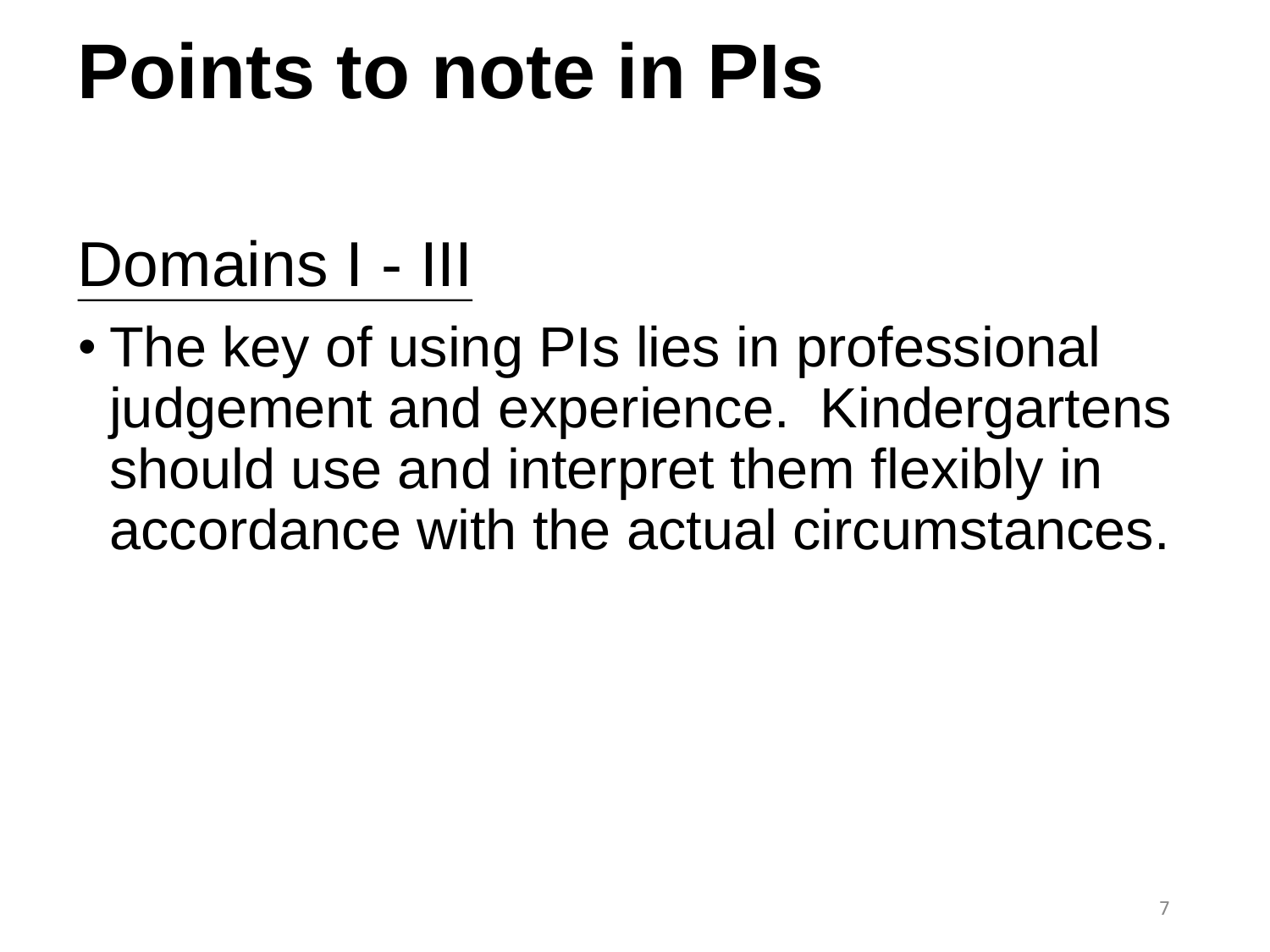# Points to note in PIs

## Domains I - III

- The key of using PIs lies in professional judgement and experience. Kindergartens should use and interpret them flexibly in accordance with the actual circumstances.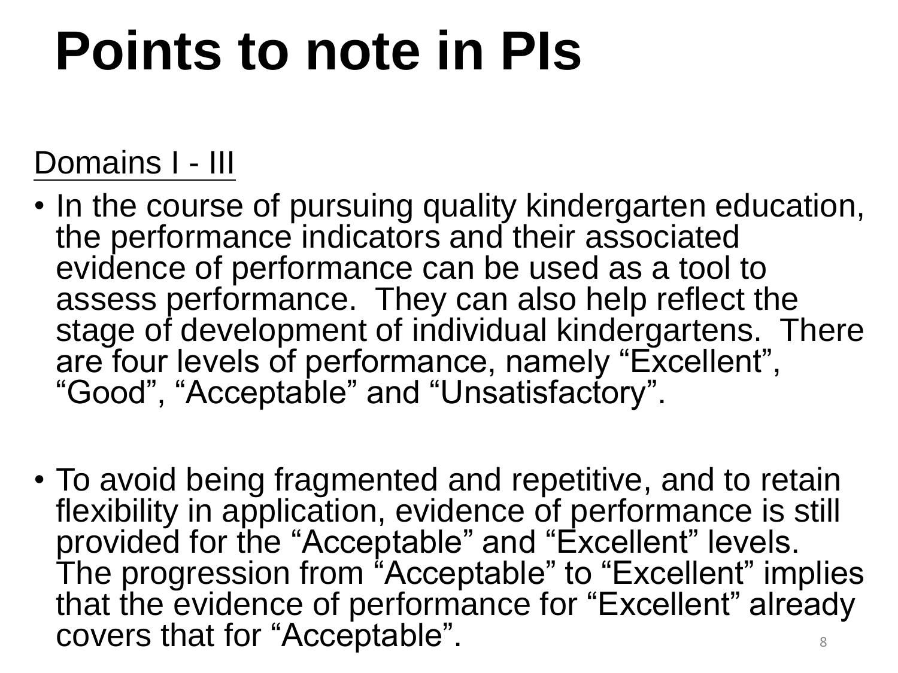# Points to note in PIs

<u>Domains I - III</u>

- In the course of pursuing quality kindergarten education, the performance indicators and their associated evidence of performance can be used as a tool to assess performance. They can also help reflect the stage of development of individual kindergartens. There are four levels of performance, namely “Excellent”, “Good”, “Acceptable” and “Unsatisfactory”.

- To avoid being fragmented and repetitive, and to retain flexibility in application, evidence of performance is still provided for the “Acceptable” and “Excellent” levels. The progression from “Acceptable” to “Excellent” implies that the evidence of performance for “Excellent” already covers that for “Acceptable”.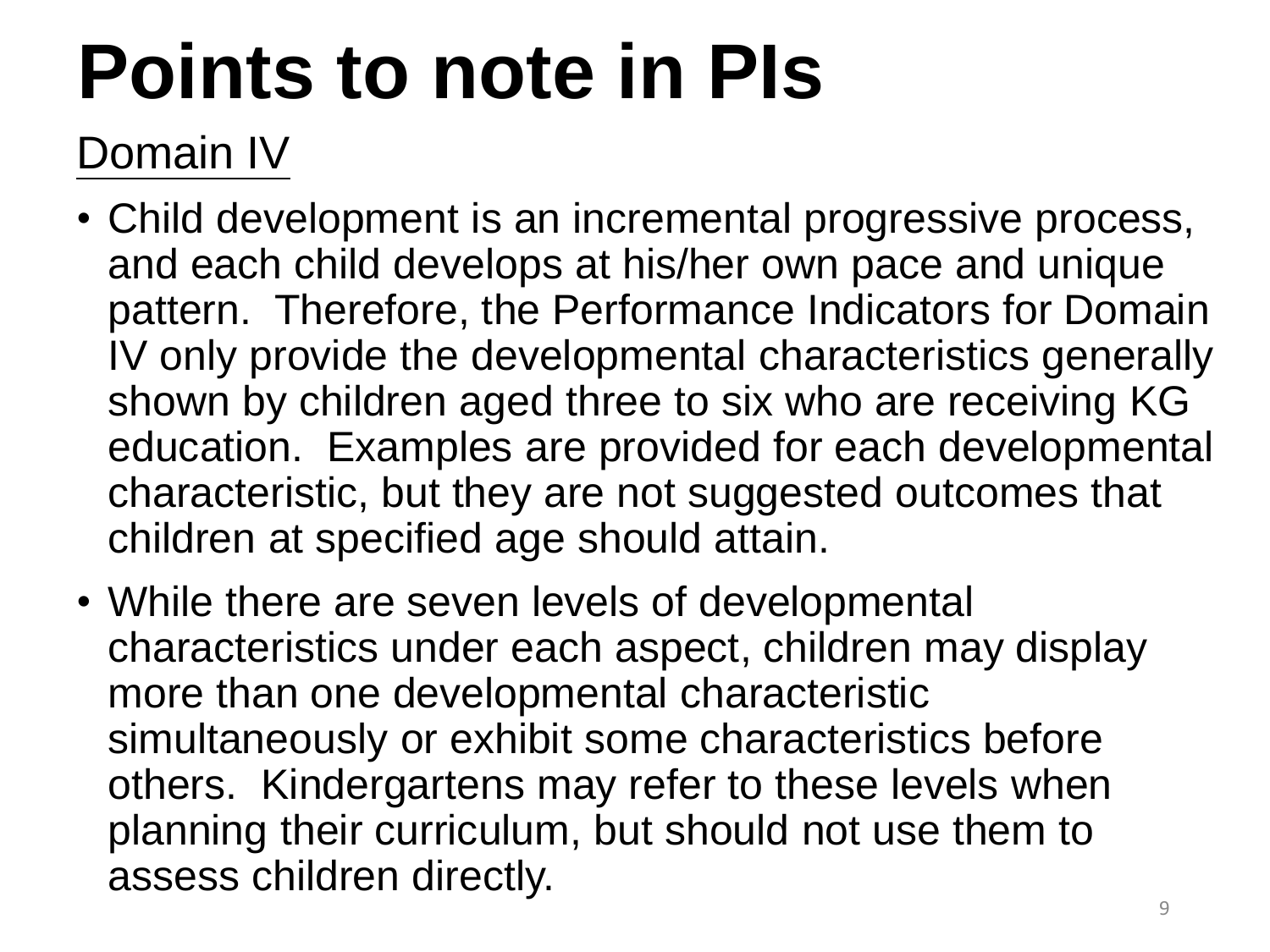# Points to note in PIs

<u>Domain IV</u>

- Child development is an incremental progressive process, and each child develops at his/her own pace and unique pattern. Therefore, the Performance Indicators for Domain IV only provide the developmental characteristics generally shown by children aged three to six who are receiving KG education. Examples are provided for each developmental characteristic, but they are not suggested outcomes that children at specified age should attain.
- While there are seven levels of developmental characteristics under each aspect, children may display more than one developmental characteristic simultaneously or exhibit some characteristics before others. Kindergartens may refer to these levels when planning their curriculum, but should not use them to assess children directly.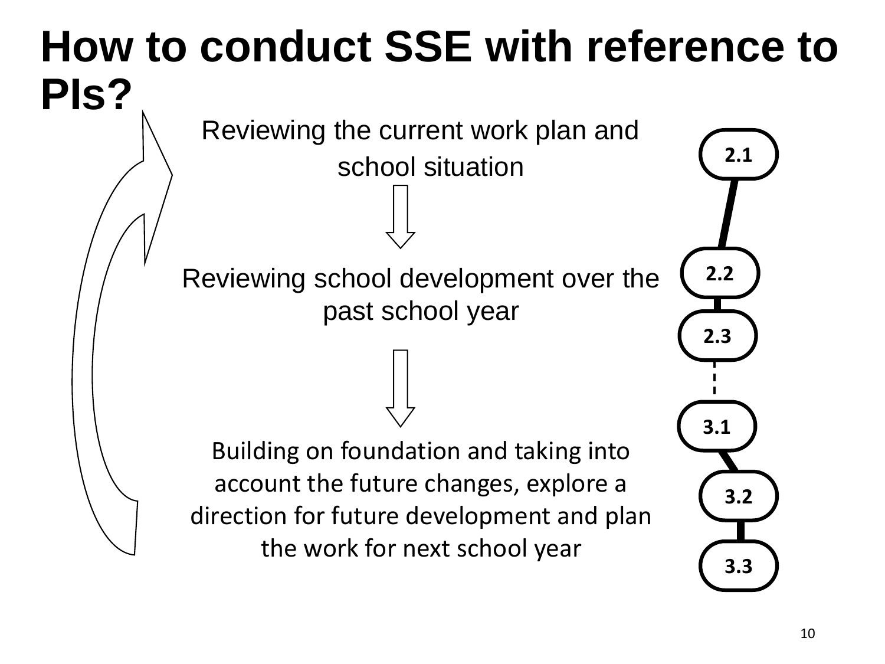# How to conduct SSE with reference to PIs?

Reviewing the current work plan and school situation

↓

Reviewing school development over the past school year

↓

Building on foundation and taking into account the future changes, explore a direction for future development and plan the work for next school year

2.1

2.2

2.3

3.1

3.2

3.3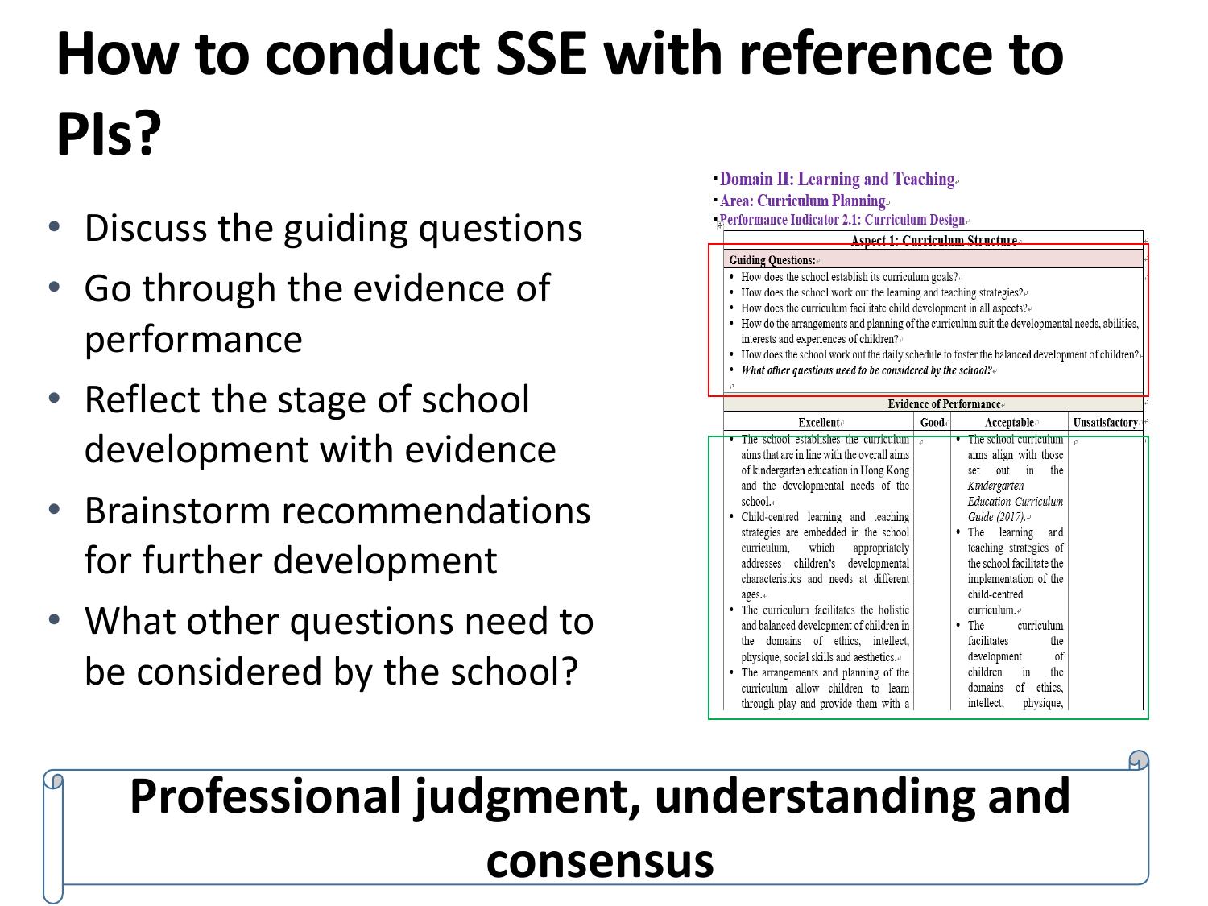# How to conduct SSE with reference to PIs?

- Discuss the guiding questions
- Go through the evidence of performance
- Reflect the stage of school development with evidence
- Brainstorm recommendations for further development
- What other questions need to be considered by the school?

- **Domain II: Learning and Teaching**
- **Area: Curriculum Planning**
- **Performance Indicator 2.1: Curriculum Design**

| **Aspect 1: Curriculum Structure** | | | |
|---|---|---|---|
| **Guiding Questions:** | | | |
| • How does the school establish its curriculum goals?<br>• How does the school work out the learning and teaching strategies?<br>• How does the curriculum facilitate child development in all aspects?<br>• How do the arrangements and planning of the curriculum suit the developmental needs, abilities, interests and experiences of children?<br>• How does the school work out the daily schedule to foster the balanced development of children?<br>• ***What other questions need to be considered by the school?*** | | | |
| **Evidence of Performance** | | | |
| **Excellent** | **Good** | **Acceptable** | **Unsatisfactory** |
| • The school establishes the curriculum aims that are in line with the overall aims of kindergarten education in Hong Kong and the developmental needs of the school.<br>• Child-centred learning and teaching strategies are embedded in the school curriculum, which appropriately addresses children's developmental characteristics and needs at different ages.<br>• The curriculum facilitates the holistic and balanced development of children in the domains of ethics, intellect, physique, social skills and aesthetics.<br>• The arrangements and planning of the curriculum allow children to learn through play and provide them with a | | • The school curriculum aims align with those set out in the *Kindergarten Education Curriculum Guide (2017)*.<br>• The learning and teaching strategies of the school facilitate the implementation of the child-centred curriculum.<br>• The curriculum facilitates the development of children in the domains of ethics, intellect, physique, | |

**Professional judgment, understanding and consensus**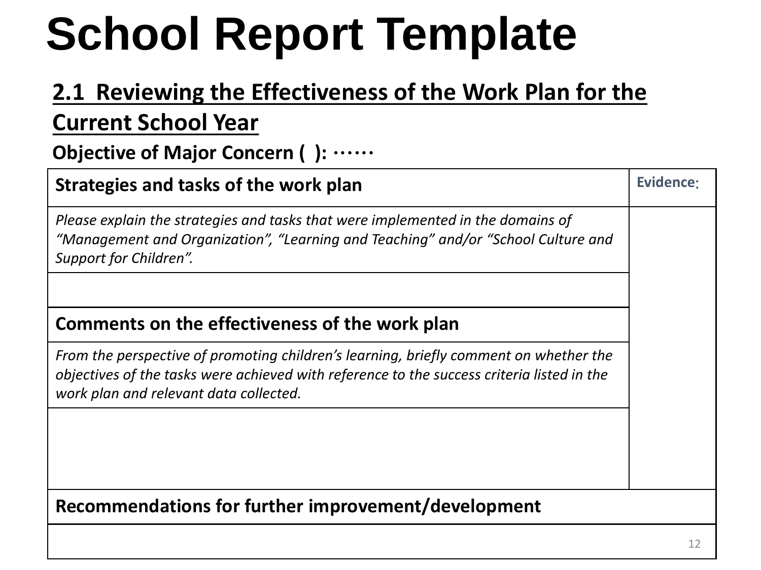# School Report Template

## 2.1 Reviewing the Effectiveness of the Work Plan for the Current School Year

**Objective of Major Concern ( ): ……**

| Strategies and tasks of the work plan | Evidence: |
|---|---|
| *Please explain the strategies and tasks that were implemented in the domains of "Management and Organization", "Learning and Teaching" and/or "School Culture and Support for Children".* | |
| | |
| **Comments on the effectiveness of the work plan** | |
| *From the perspective of promoting children's learning, briefly comment on whether the objectives of the tasks were achieved with reference to the success criteria listed in the work plan and relevant data collected.* | |
| | |
| **Recommendations for further improvement/development** | |
| | |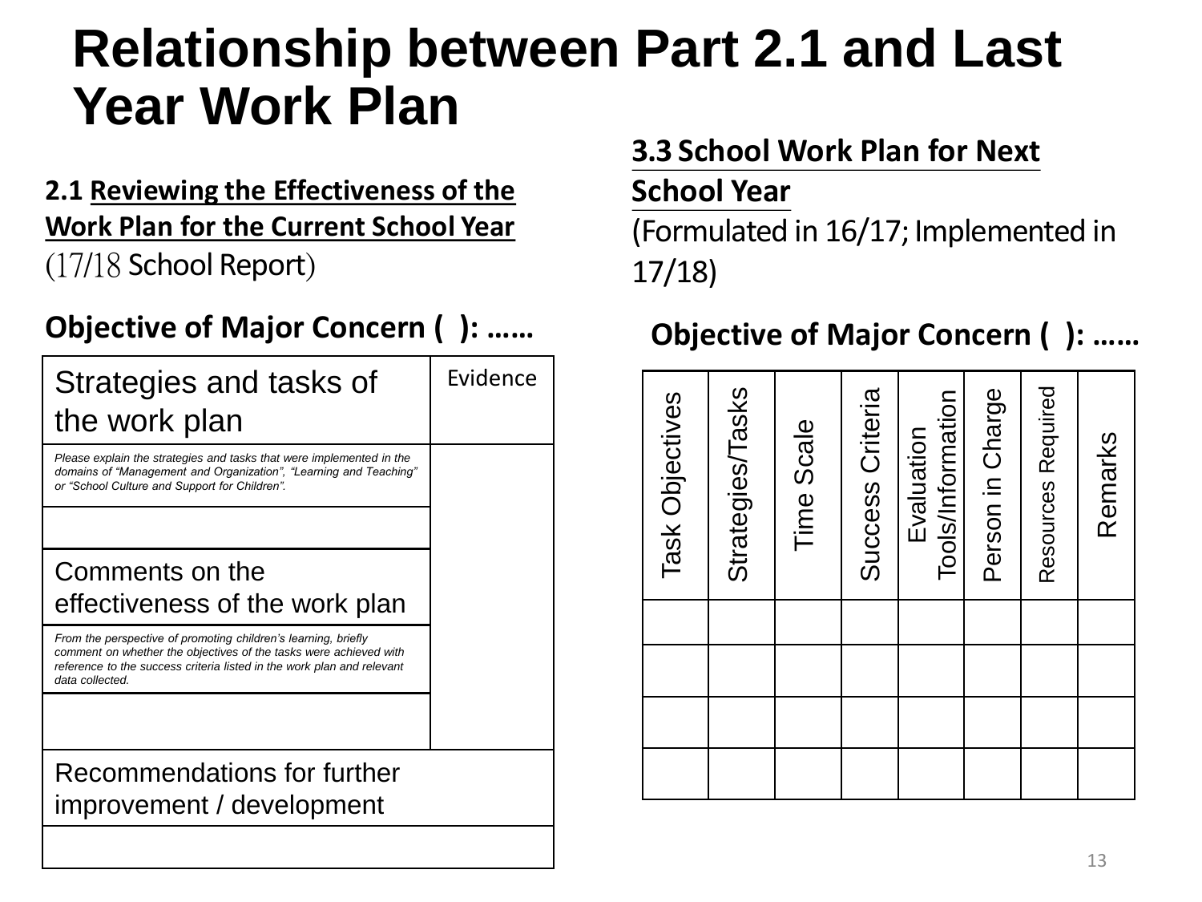# Relationship between Part 2.1 and Last Year Work Plan

## 2.1 Reviewing the Effectiveness of the Work Plan for the Current School Year

(17/18 School Report)

**Objective of Major Concern ( ): ……**

| Strategies and tasks of the work plan | Evidence |
|---|---|
| *Please explain the strategies and tasks that were implemented in the domains of "Management and Organization", "Learning and Teaching" or "School Culture and Support for Children".* | |
| | |
| Comments on the effectiveness of the work plan | |
| *From the perspective of promoting children's learning, briefly comment on whether the objectives of the tasks were achieved with reference to the success criteria listed in the work plan and relevant data collected.* | |
| | |
| Recommendations for further improvement / development | |
| | |

## 3.3 School Work Plan for Next School Year

(Formulated in 16/17; Implemented in 17/18)

**Objective of Major Concern ( ): ……**

| Task Objectives | Strategies/Tasks | Time Scale | Success Criteria | Evaluation Tools/Information | Person in Charge | Resources Required | Remarks |
|---|---|---|---|---|---|---|---|
| | | | | | | | |
| | | | | | | | |
| | | | | | | | |
| | | | | | | | |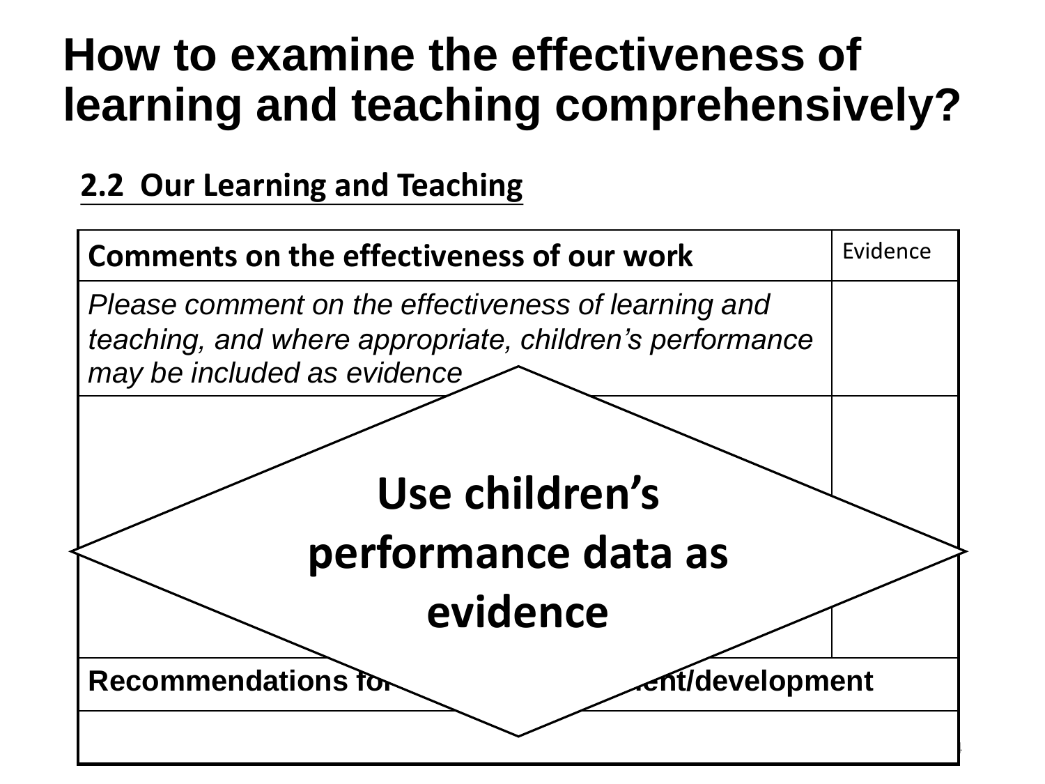# How to examine the effectiveness of learning and teaching comprehensively?

## 2.2 Our Learning and Teaching

| **Comments on the effectiveness of our work** | Evidence |
|---|---|
| *Please comment on the effectiveness of learning and teaching, and where appropriate, children's performance may be included as evidence* | |
| | |
| **Recommendations for ... ent/development** | |
| | |

**Use children's performance data as evidence**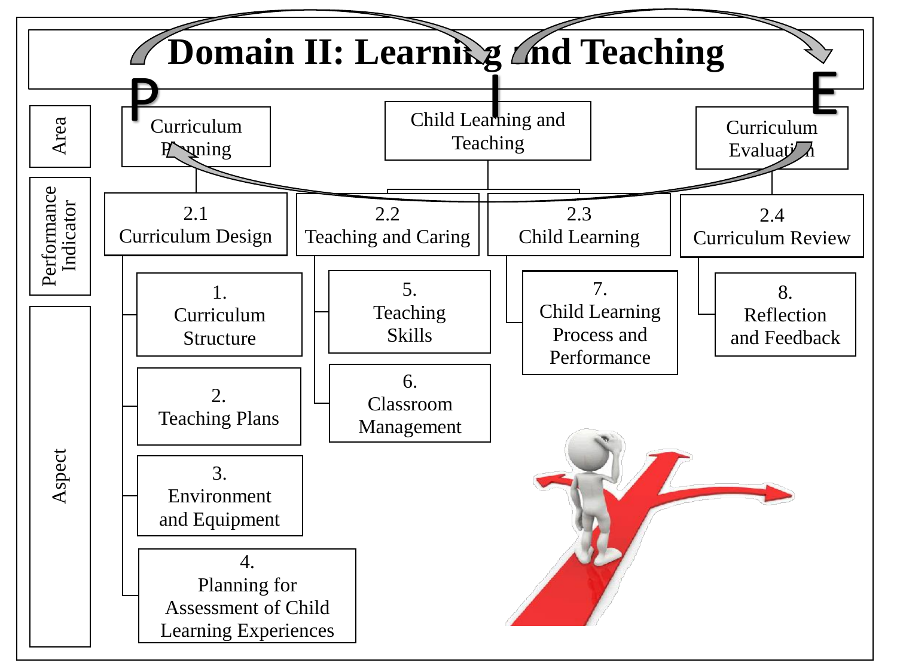# Domain II: Learning and Teaching

P — I — E

| | P | I | | E |
|---|---|---|---|---|
| **Area** | Curriculum Planning | Child Learning and Teaching | | Curriculum Evaluation |
| **Performance Indicator** | 2.1 Curriculum Design | 2.2 Teaching and Caring | 2.3 Child Learning | 2.4 Curriculum Review |
| **Aspect** | 1. Curriculum Structure | 5. Teaching Skills | 7. Child Learning Process and Performance | 8. Reflection and Feedback |
| | 2. Teaching Plans | 6. Classroom Management | | |
| | 3. Environment and Equipment | | | |
| | 4. Planning for Assessment of Child Learning Experiences | | | |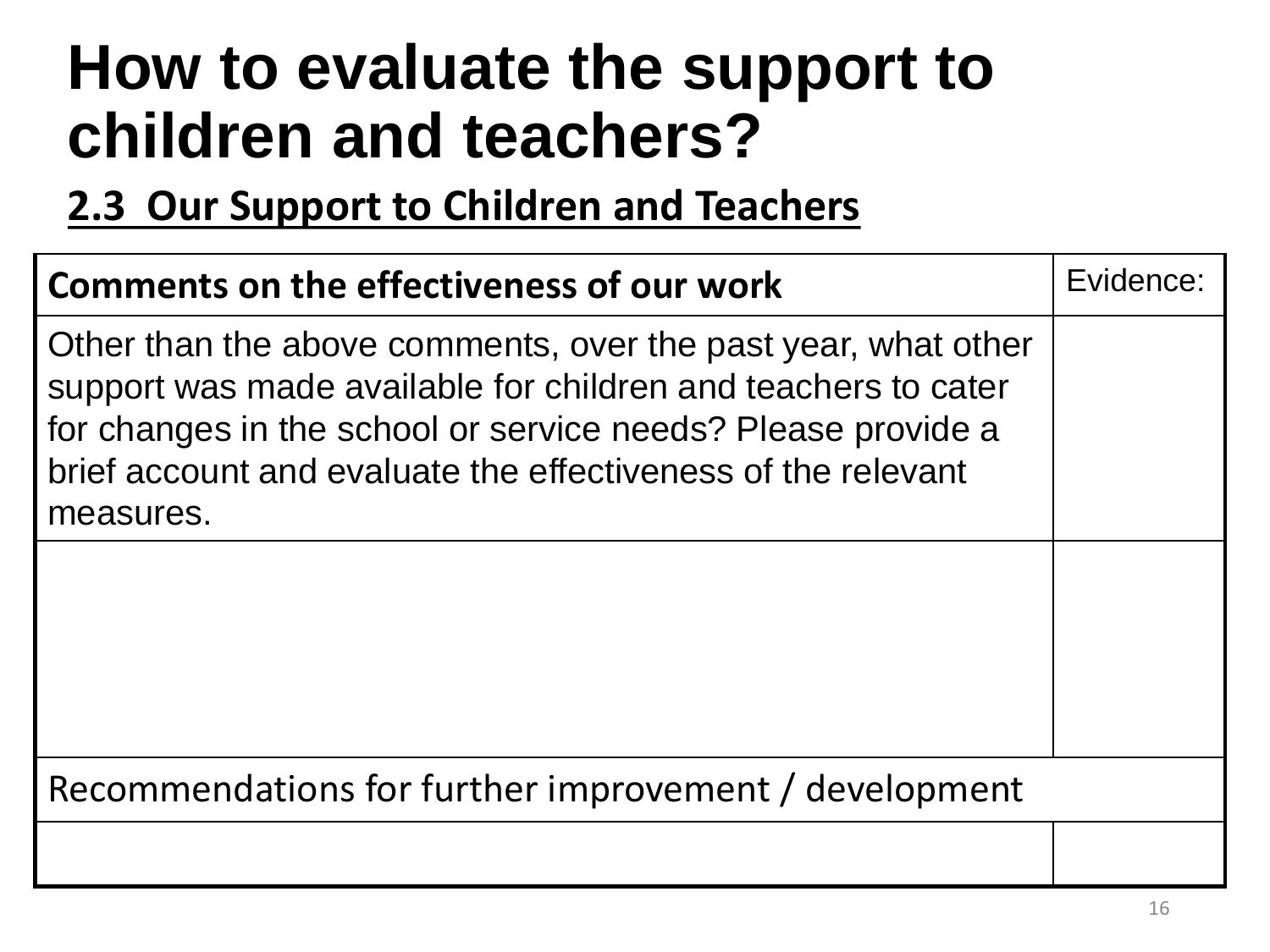# How to evaluate the support to children and teachers?

## 2.3 Our Support to Children and Teachers

| **Comments on the effectiveness of our work** | Evidence: |
| --- | --- |
| Other than the above comments, over the past year, what other support was made available for children and teachers to cater for changes in the school or service needs? Please provide a brief account and evaluate the effectiveness of the relevant measures. | |
| | |
| Recommendations for further improvement / development | |
| | |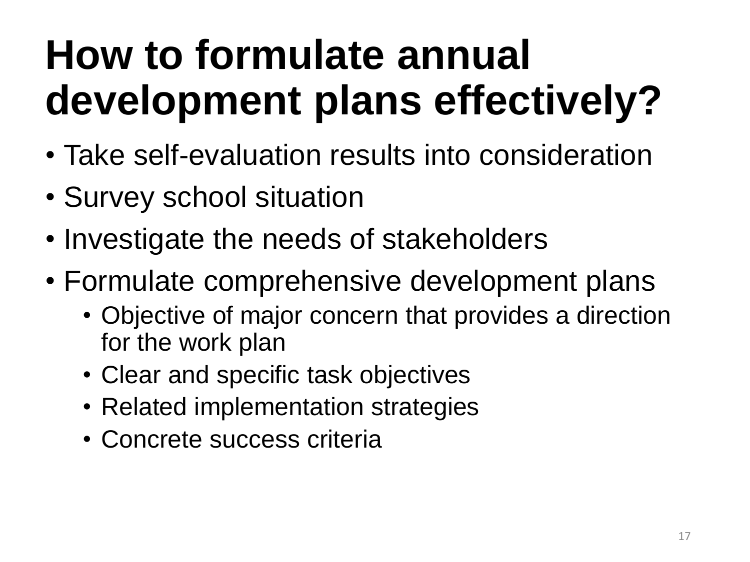# How to formulate annual development plans effectively?

- Take self-evaluation results into consideration
- Survey school situation
- Investigate the needs of stakeholders
- Formulate comprehensive development plans
  - Objective of major concern that provides a direction for the work plan
  - Clear and specific task objectives
  - Related implementation strategies
  - Concrete success criteria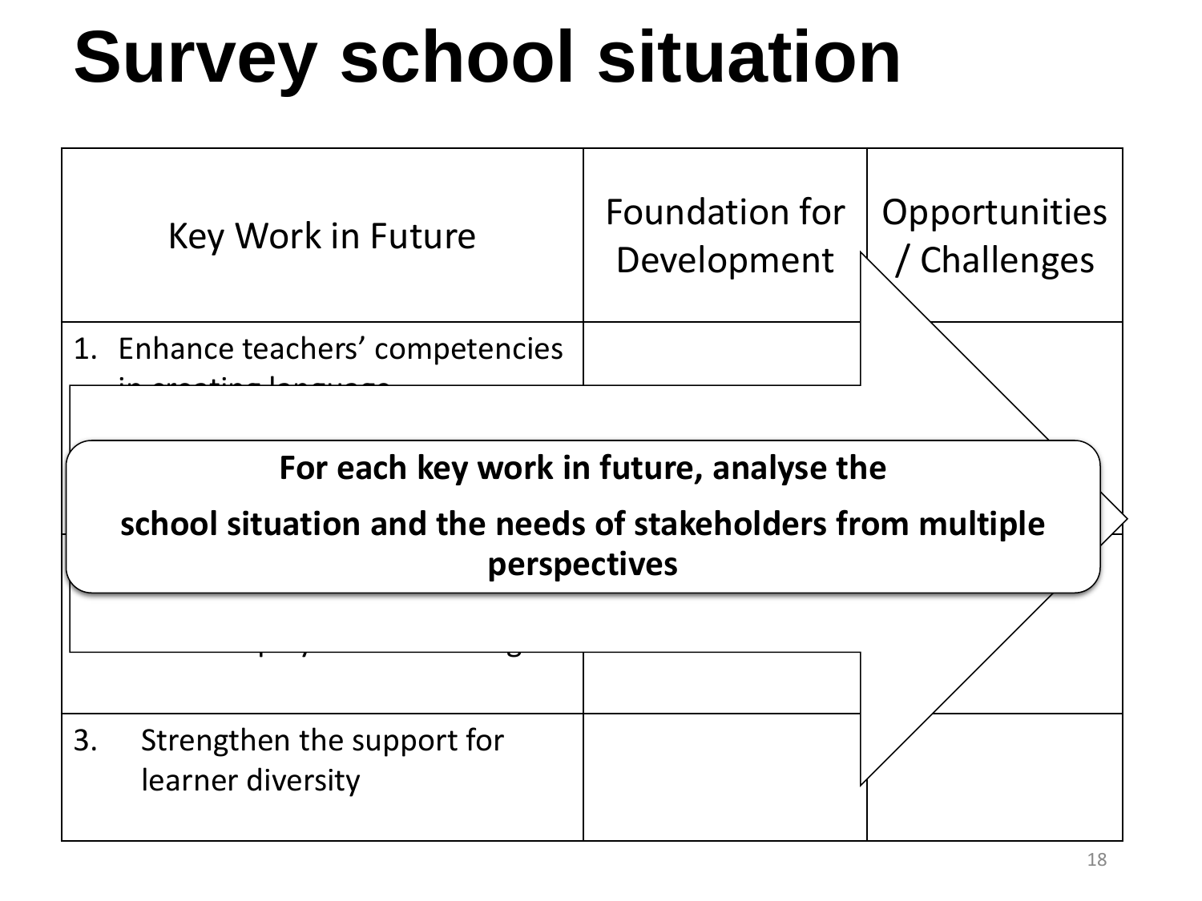# Survey school situation

| Key Work in Future | Foundation for Development | Opportunities / Challenges |
|---|---|---|
| 1. Enhance teachers' competencies in creating language | | |
| | | |
| 3. Strengthen the support for learner diversity | | |

**For each key work in future, analyse the**

**school situation and the needs of stakeholders from multiple perspectives**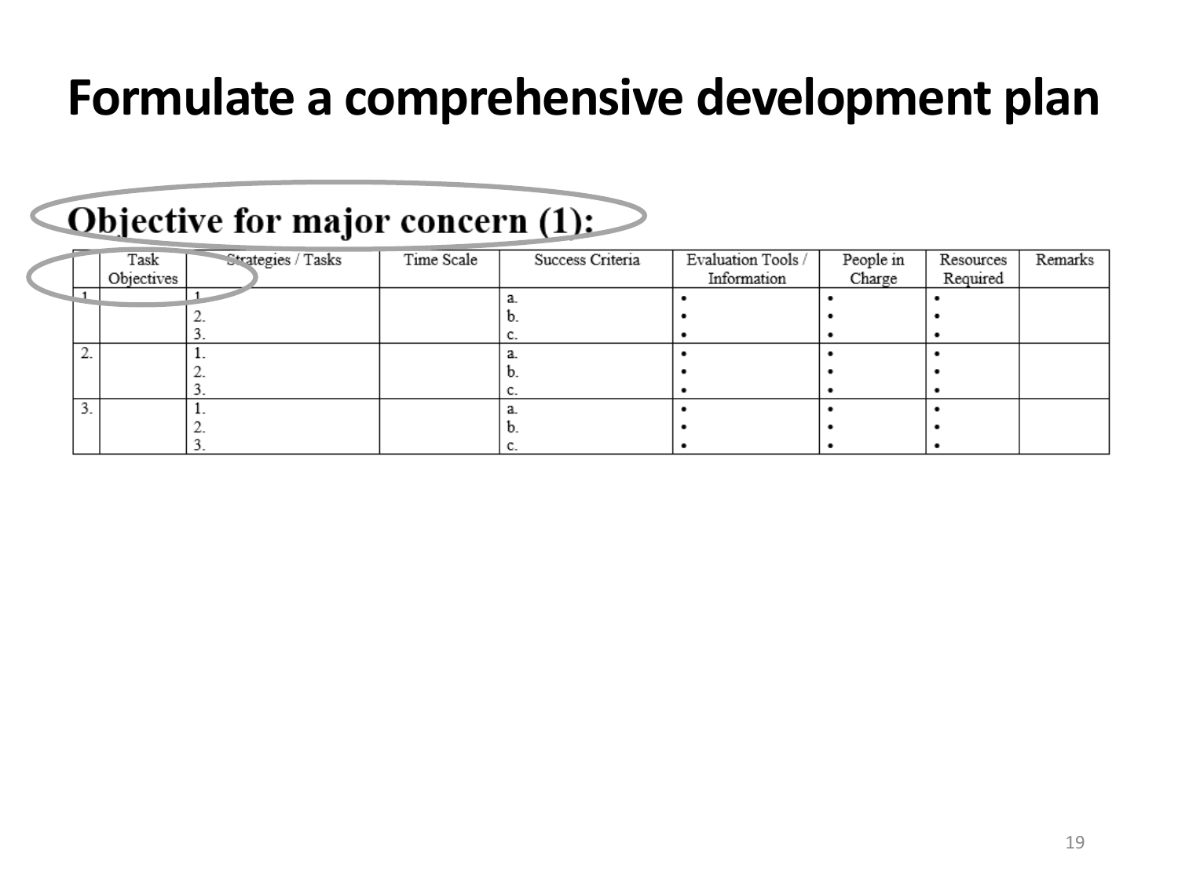# Formulate a comprehensive development plan

## Objective for major concern (1):

| | Task Objectives | Strategies / Tasks | Time Scale | Success Criteria | Evaluation Tools / Information | People in Charge | Resources Required | Remarks |
|---|---|---|---|---|---|---|---|---|
| 1. | | 1.<br>2.<br>3. | | a.<br>b.<br>c. | •<br>•<br>• | •<br>•<br>• | •<br>•<br>• | |
| 2. | | 1.<br>2.<br>3. | | a.<br>b.<br>c. | •<br>•<br>• | •<br>•<br>• | •<br>•<br>• | |
| 3. | | 1.<br>2.<br>3. | | a.<br>b.<br>c. | •<br>•<br>• | •<br>•<br>• | •<br>•<br>• | |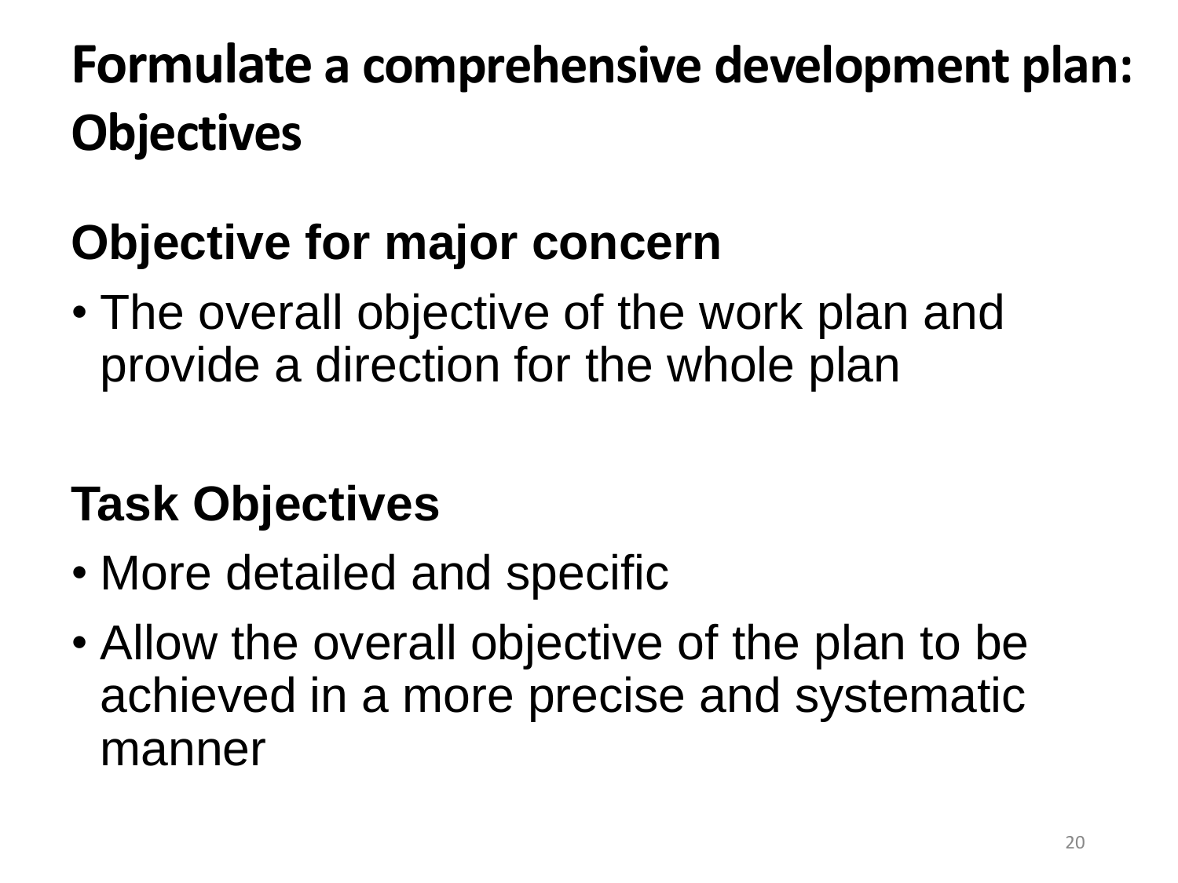# Formulate a comprehensive development plan: Objectives

## Objective for major concern

- The overall objective of the work plan and provide a direction for the whole plan

## Task Objectives

- More detailed and specific
- Allow the overall objective of the plan to be achieved in a more precise and systematic manner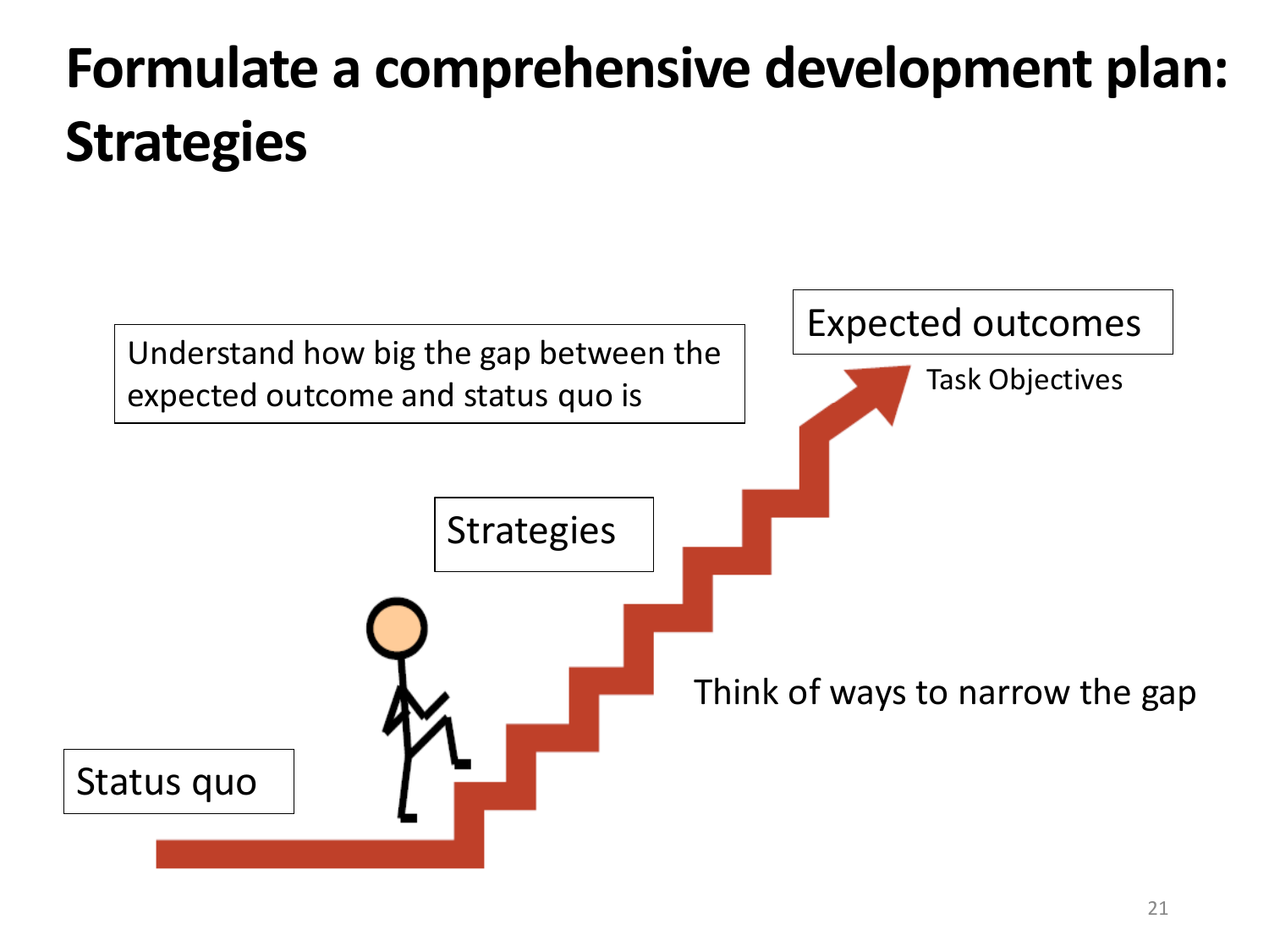# Formulate a comprehensive development plan: Strategies

Understand how big the gap between the expected outcome and status quo is

Expected outcomes

Task Objectives

Strategies

Think of ways to narrow the gap

Status quo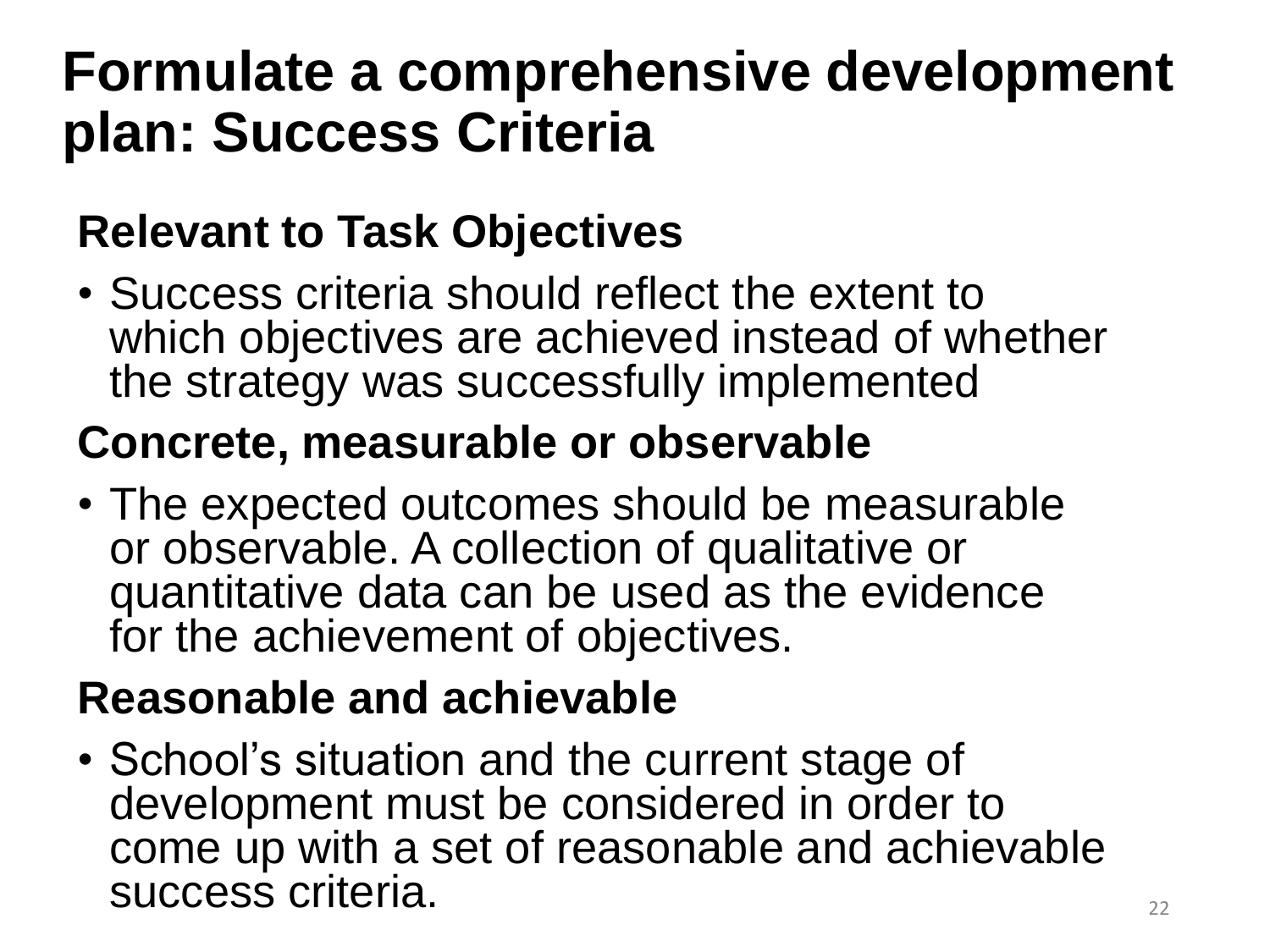# Formulate a comprehensive development plan: Success Criteria

**Relevant to Task Objectives**

- Success criteria should reflect the extent to which objectives are achieved instead of whether the strategy was successfully implemented

**Concrete, measurable or observable**

- The expected outcomes should be measurable or observable. A collection of qualitative or quantitative data can be used as the evidence for the achievement of objectives.

**Reasonable and achievable**

- School's situation and the current stage of development must be considered in order to come up with a set of reasonable and achievable success criteria.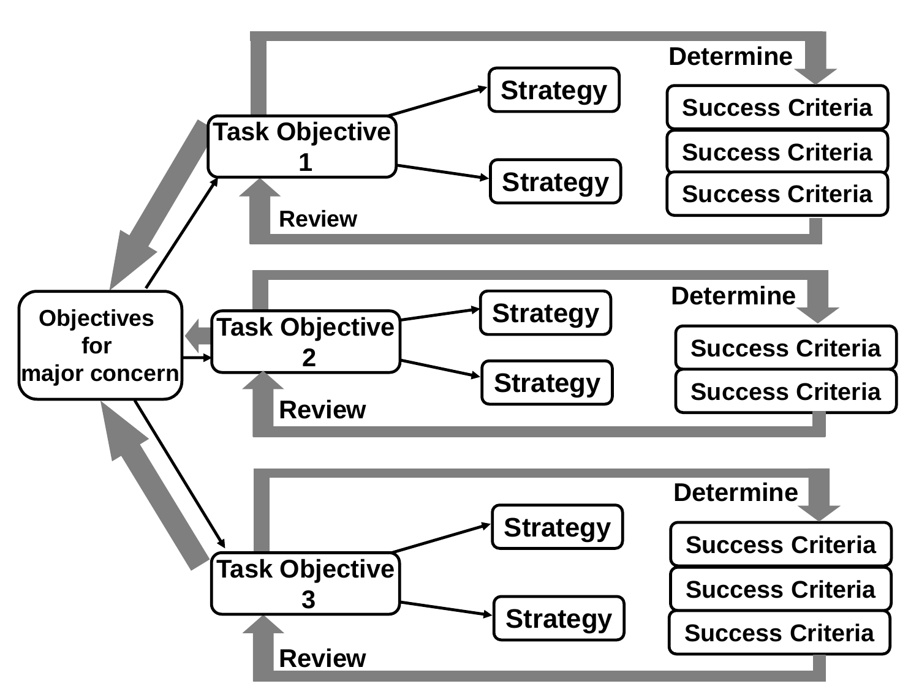Determine

Strategy

Success Criteria

Task Objective 1

Success Criteria

Strategy

Success Criteria

Review

Determine

Objectives for major concern

Strategy

Task Objective 2

Success Criteria

Strategy

Success Criteria

Review

Determine

Strategy

Success Criteria

Task Objective 3

Success Criteria

Strategy

Success Criteria

Review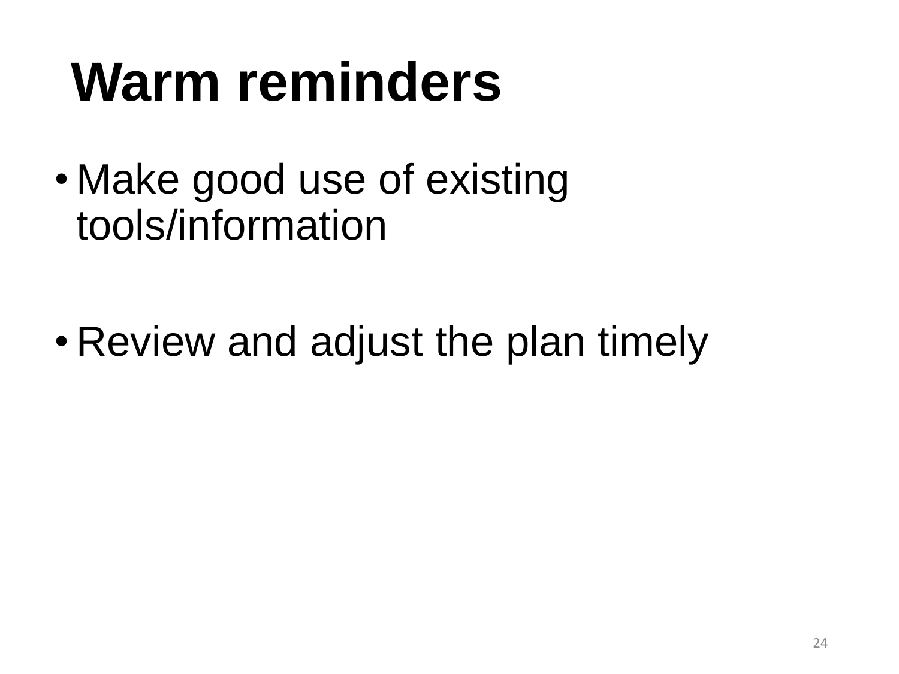# Warm reminders

- Make good use of existing tools/information
- Review and adjust the plan timely